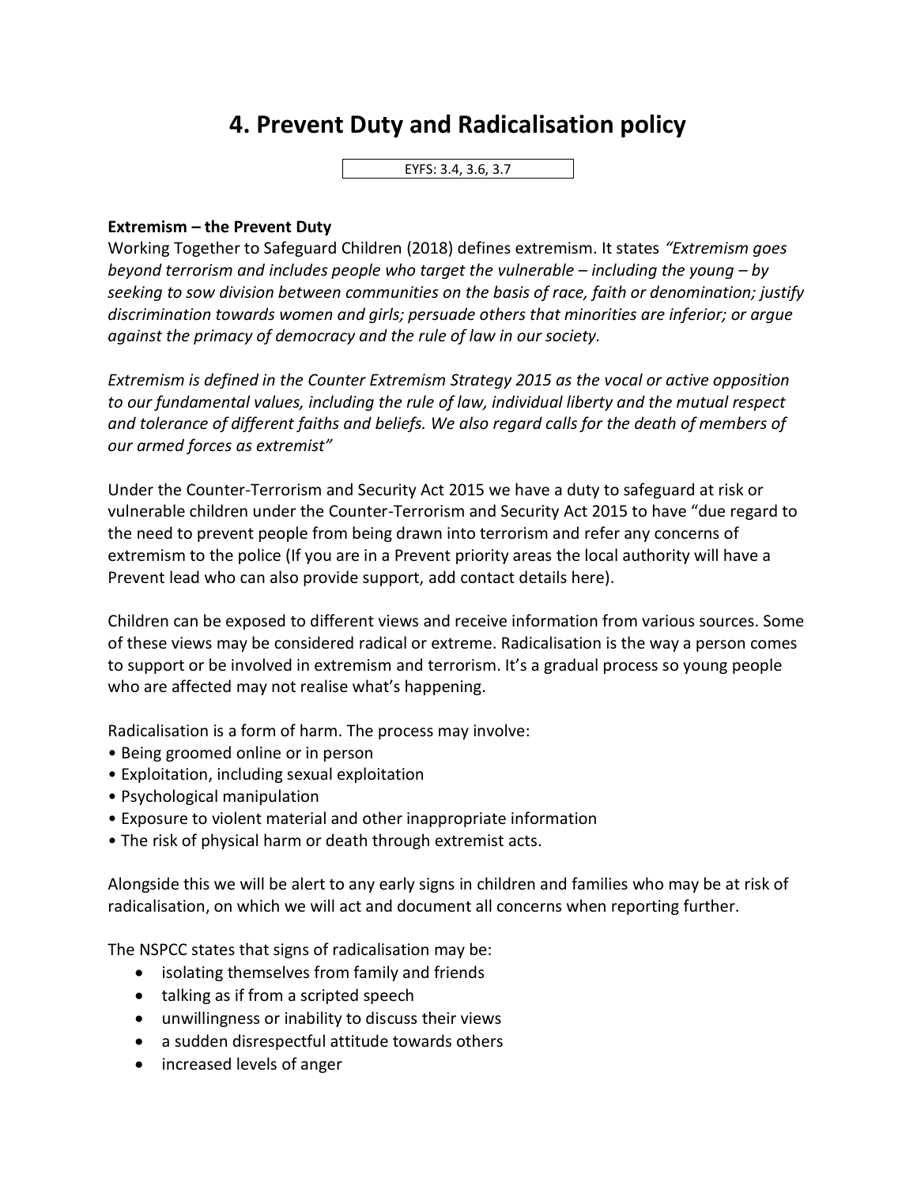# 4. Prevent Duty and Radicalisation policy

EYFS: 3.4, 3.6, 3.7

**Extremism – the Prevent Duty**

Working Together to Safeguard Children (2018) defines extremism. It states *"Extremism goes beyond terrorism and includes people who target the vulnerable – including the young – by seeking to sow division between communities on the basis of race, faith or denomination; justify discrimination towards women and girls; persuade others that minorities are inferior; or argue against the primacy of democracy and the rule of law in our society.*

*Extremism is defined in the Counter Extremism Strategy 2015 as the vocal or active opposition to our fundamental values, including the rule of law, individual liberty and the mutual respect and tolerance of different faiths and beliefs. We also regard calls for the death of members of our armed forces as extremist"*

Under the Counter-Terrorism and Security Act 2015 we have a duty to safeguard at risk or vulnerable children under the Counter-Terrorism and Security Act 2015 to have "due regard to the need to prevent people from being drawn into terrorism and refer any concerns of extremism to the police (If you are in a Prevent priority areas the local authority will have a Prevent lead who can also provide support, add contact details here).

Children can be exposed to different views and receive information from various sources. Some of these views may be considered radical or extreme. Radicalisation is the way a person comes to support or be involved in extremism and terrorism. It's a gradual process so young people who are affected may not realise what's happening.

Radicalisation is a form of harm. The process may involve:

- Being groomed online or in person
- Exploitation, including sexual exploitation
- Psychological manipulation
- Exposure to violent material and other inappropriate information
- The risk of physical harm or death through extremist acts.

Alongside this we will be alert to any early signs in children and families who may be at risk of radicalisation, on which we will act and document all concerns when reporting further.

The NSPCC states that signs of radicalisation may be:

- isolating themselves from family and friends
- talking as if from a scripted speech
- unwillingness or inability to discuss their views
- a sudden disrespectful attitude towards others
- increased levels of anger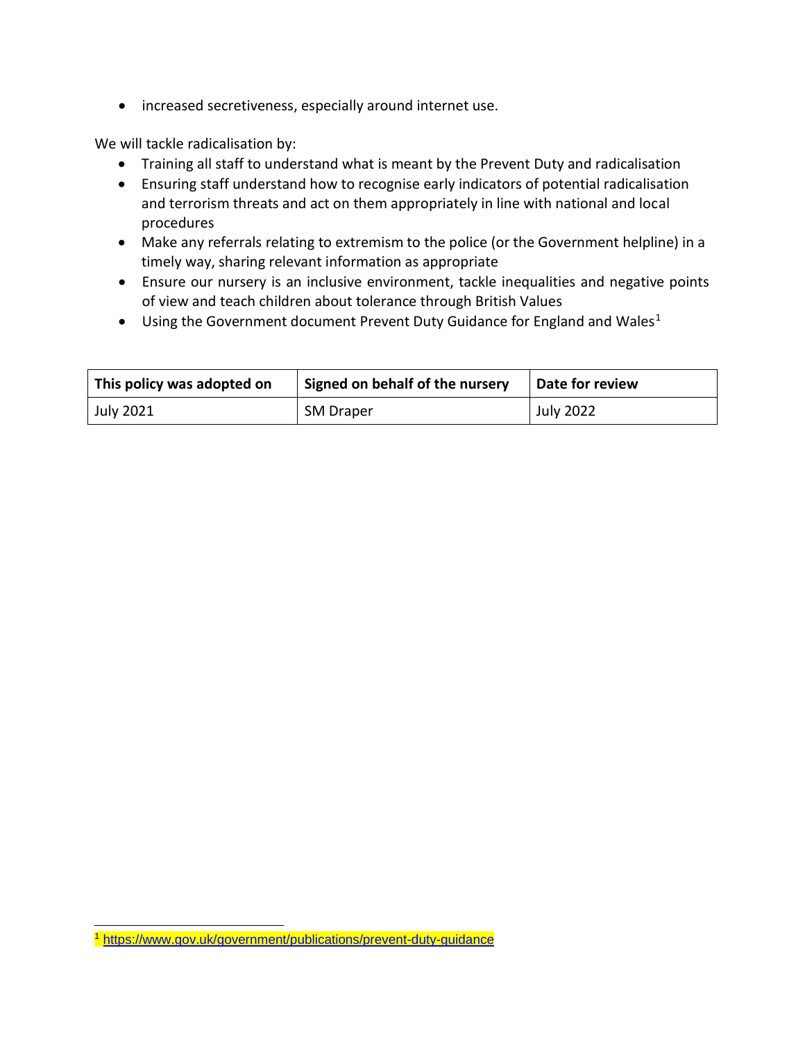- increased secretiveness, especially around internet use.

We will tackle radicalisation by:

- Training all staff to understand what is meant by the Prevent Duty and radicalisation
- Ensuring staff understand how to recognise early indicators of potential radicalisation and terrorism threats and act on them appropriately in line with national and local procedures
- Make any referrals relating to extremism to the police (or the Government helpline) in a timely way, sharing relevant information as appropriate
- Ensure our nursery is an inclusive environment, tackle inequalities and negative points of view and teach children about tolerance through British Values
- Using the Government document Prevent Duty Guidance for England and Wales[1]

| This policy was adopted on | Signed on behalf of the nursery | Date for review |
|---|---|---|
| July 2021 | SM Draper | July 2022 |

[1] https://www.gov.uk/government/publications/prevent-duty-guidance